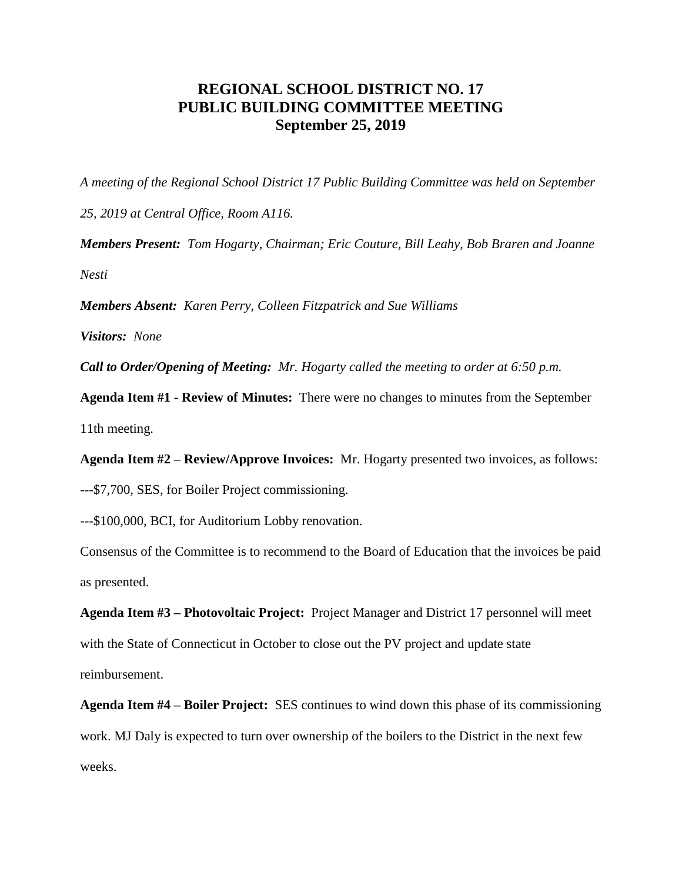# REGIONAL SCHOOL DISTRICT NO. 17
# PUBLIC BUILDING COMMITTEE MEETING
# September 25, 2019

*A meeting of the Regional School District 17 Public Building Committee was held on September 25, 2019 at Central Office, Room A116.*

***Members Present:*** *Tom Hogarty, Chairman; Eric Couture, Bill Leahy, Bob Braren and Joanne Nesti*

***Members Absent:*** *Karen Perry, Colleen Fitzpatrick and Sue Williams*

***Visitors:*** *None*

***Call to Order/Opening of Meeting:*** *Mr. Hogarty called the meeting to order at 6:50 p.m.*

**Agenda Item #1 - Review of Minutes:** There were no changes to minutes from the September 11th meeting.

**Agenda Item #2 – Review/Approve Invoices:** Mr. Hogarty presented two invoices, as follows:

---$7,700, SES, for Boiler Project commissioning.

---$100,000, BCI, for Auditorium Lobby renovation.

Consensus of the Committee is to recommend to the Board of Education that the invoices be paid as presented.

**Agenda Item #3 – Photovoltaic Project:** Project Manager and District 17 personnel will meet with the State of Connecticut in October to close out the PV project and update state reimbursement.

**Agenda Item #4 – Boiler Project:** SES continues to wind down this phase of its commissioning work. MJ Daly is expected to turn over ownership of the boilers to the District in the next few weeks.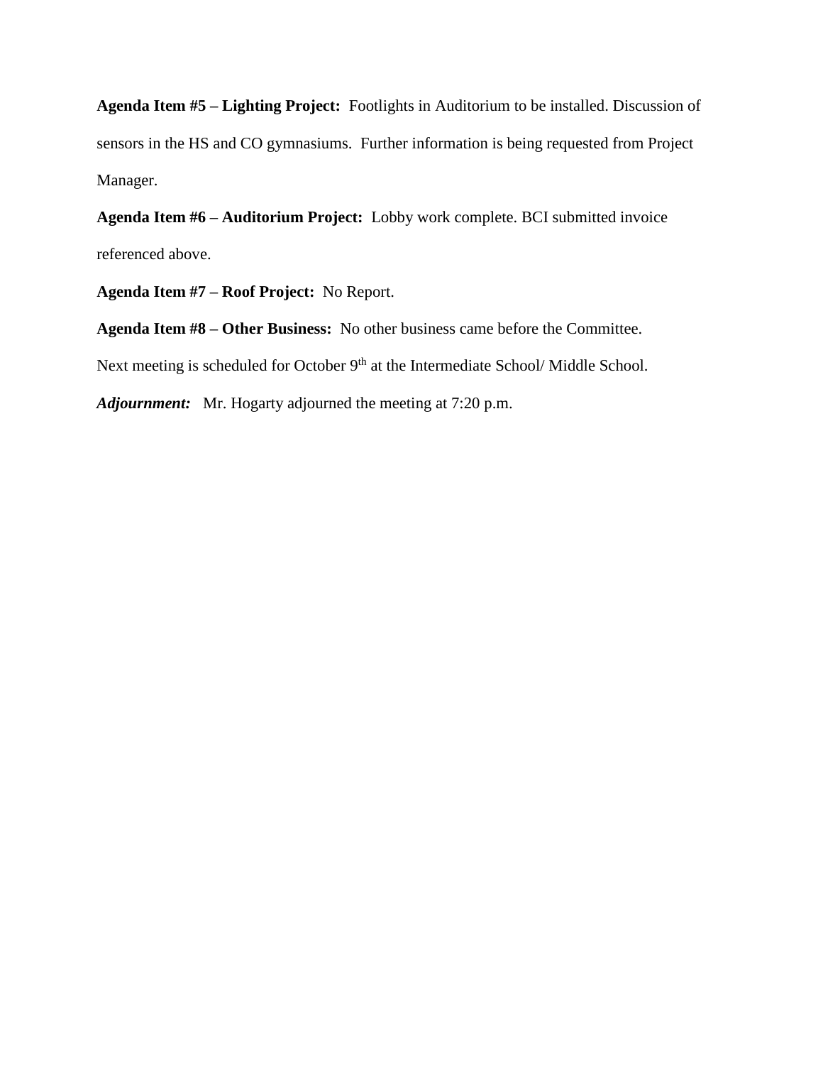**Agenda Item #5 – Lighting Project:** Footlights in Auditorium to be installed. Discussion of sensors in the HS and CO gymnasiums. Further information is being requested from Project Manager.

**Agenda Item #6 – Auditorium Project:** Lobby work complete. BCI submitted invoice referenced above.

**Agenda Item #7 – Roof Project:** No Report.

**Agenda Item #8 – Other Business:** No other business came before the Committee.

Next meeting is scheduled for October 9th at the Intermediate School/ Middle School.

***Adjournment:*** Mr. Hogarty adjourned the meeting at 7:20 p.m.